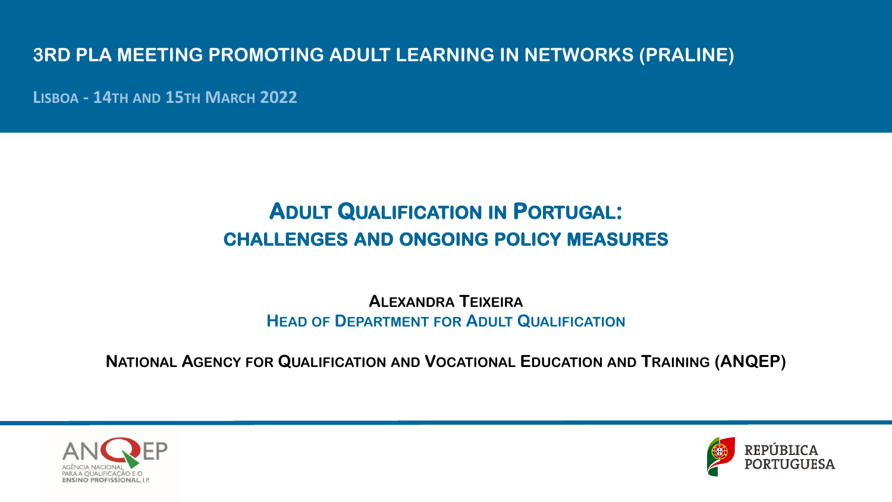# 3RD PLA MEETING PROMOTING ADULT LEARNING IN NETWORKS (PRALINE)

LISBOA - 14TH AND 15TH MARCH 2022

## ADULT QUALIFICATION IN PORTUGAL: CHALLENGES AND ONGOING POLICY MEASURES

**ALEXANDRA TEIXEIRA**
HEAD OF DEPARTMENT FOR ADULT QUALIFICATION

**NATIONAL AGENCY FOR QUALIFICATION AND VOCATIONAL EDUCATION AND TRAINING (ANQEP)**

ANQEP
AGÊNCIA NACIONAL PARA A QUALIFICAÇÃO E O ENSINO PROFISSIONAL, I.P.

REPÚBLICA PORTUGUESA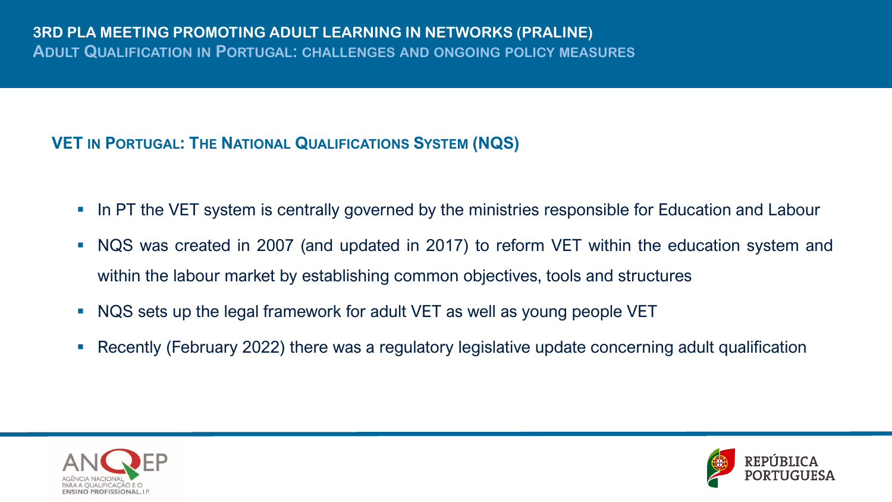## VET in Portugal: The National Qualifications System (NQS)

- In PT the VET system is centrally governed by the ministries responsible for Education and Labour
- NQS was created in 2007 (and updated in 2017) to reform VET within the education system and within the labour market by establishing common objectives, tools and structures
- NQS sets up the legal framework for adult VET as well as young people VET
- Recently (February 2022) there was a regulatory legislative update concerning adult qualification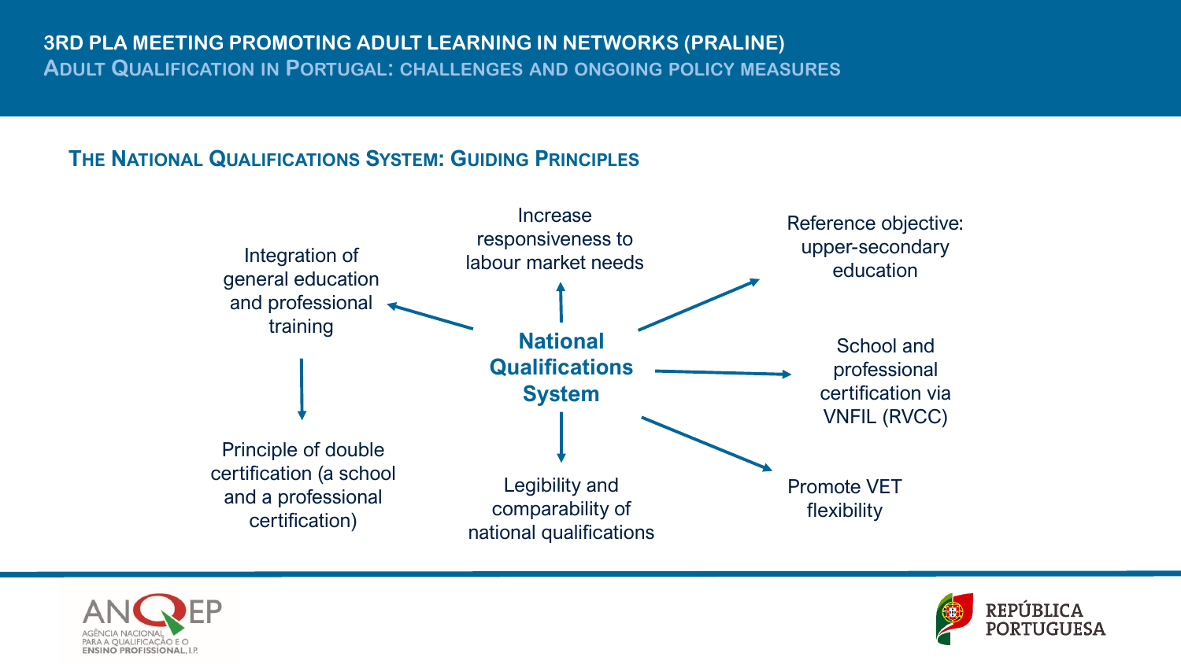## The National Qualifications System: Guiding Principles

**National Qualifications System**

- Increase responsiveness to labour market needs
- Reference objective: upper-secondary education
- School and professional certification via VNFIL (RVCC)
- Promote VET flexibility
- Legibility and comparability of national qualifications
- Integration of general education and professional training
  - Principle of double certification (a school and a professional certification)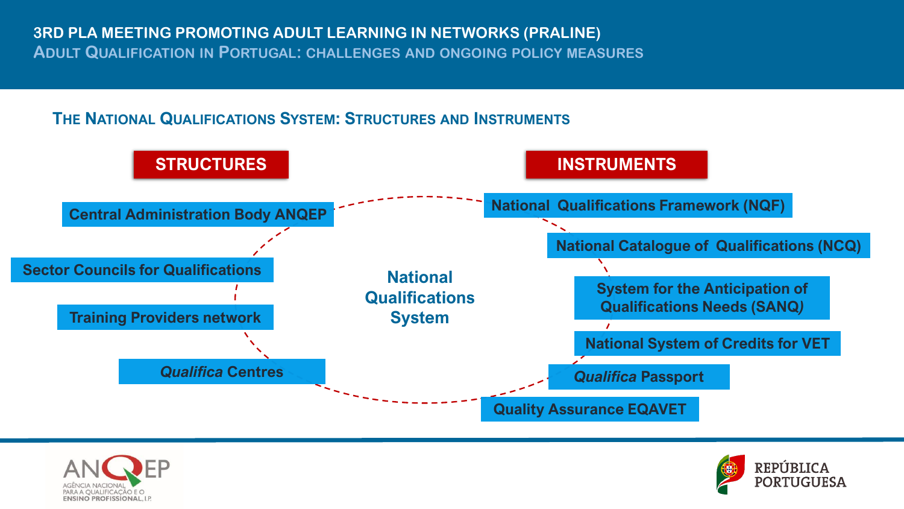# 3RD PLA MEETING PROMOTING ADULT LEARNING IN NETWORKS (PRALINE)

## Adult Qualification in Portugal: challenges and ongoing policy measures

### The National Qualifications System: Structures and Instruments

**National Qualifications System**

**STRUCTURES**

- Central Administration Body ANQEP
- Sector Councils for Qualifications
- Training Providers network
- *Qualifica* Centres

**INSTRUMENTS**

- National Qualifications Framework (NQF)
- National Catalogue of Qualifications (NCQ)
- System for the Anticipation of Qualifications Needs (SANQ*)*
- National System of Credits for VET
- *Qualifica* Passport
- Quality Assurance EQAVET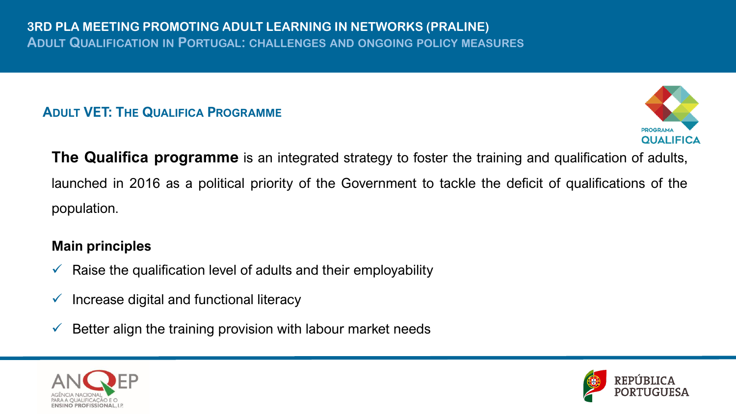# 3RD PLA MEETING PROMOTING ADULT LEARNING IN NETWORKS (PRALINE)

## Adult Qualification in Portugal: challenges and ongoing policy measures

### Adult VET: The Qualifica Programme

**The Qualifica programme** is an integrated strategy to foster the training and qualification of adults, launched in 2016 as a political priority of the Government to tackle the deficit of qualifications of the population.

**Main principles**

- ✓ Raise the qualification level of adults and their employability
- ✓ Increase digital and functional literacy
- ✓ Better align the training provision with labour market needs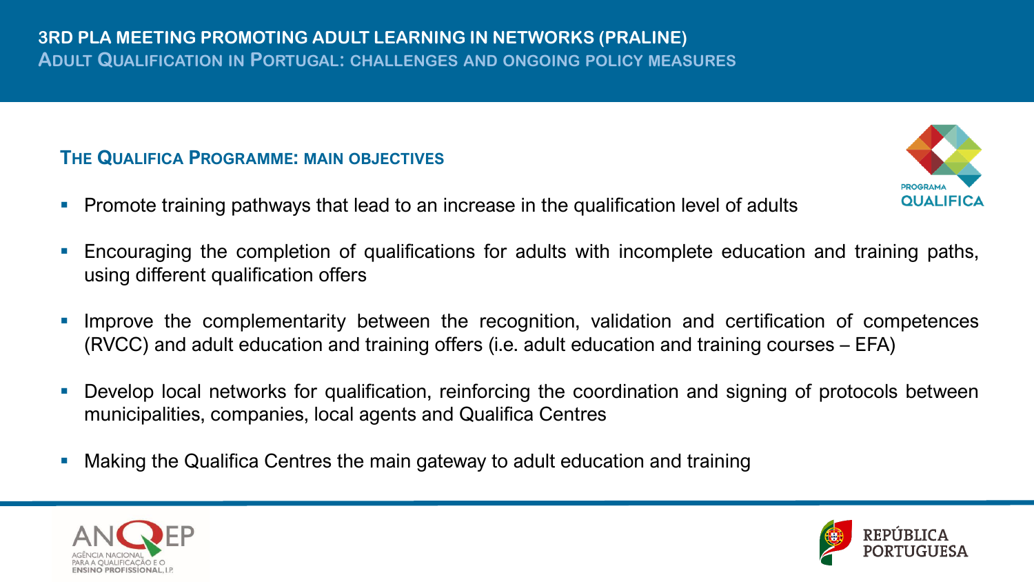## The Qualifica Programme: main objectives

- Promote training pathways that lead to an increase in the qualification level of adults
- Encouraging the completion of qualifications for adults with incomplete education and training paths, using different qualification offers
- Improve the complementarity between the recognition, validation and certification of competences (RVCC) and adult education and training offers (i.e. adult education and training courses – EFA)
- Develop local networks for qualification, reinforcing the coordination and signing of protocols between municipalities, companies, local agents and Qualifica Centres
- Making the Qualifica Centres the main gateway to adult education and training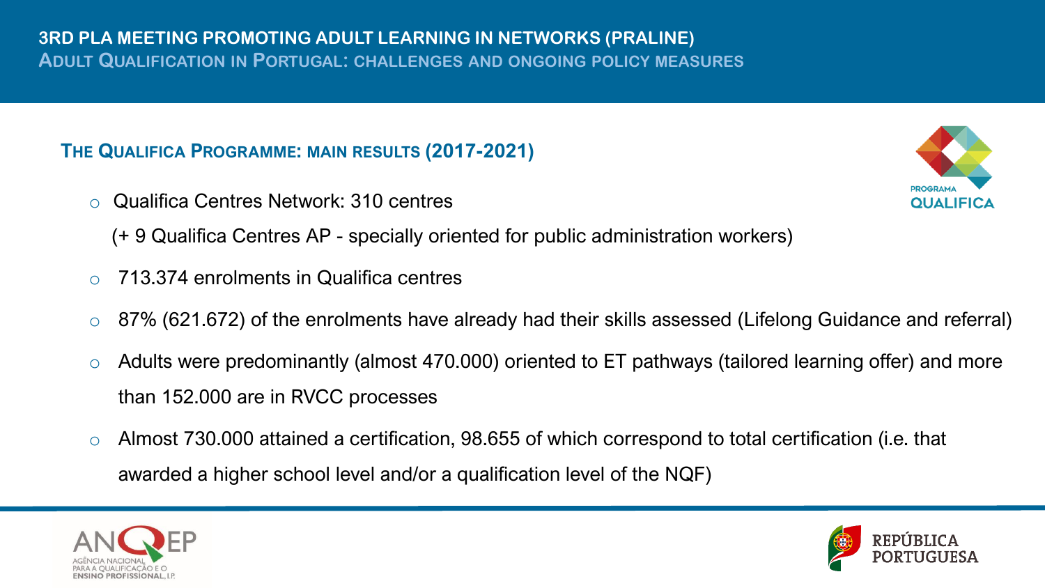# 3RD PLA MEETING PROMOTING ADULT LEARNING IN NETWORKS (PRALINE)

## ADULT QUALIFICATION IN PORTUGAL: CHALLENGES AND ONGOING POLICY MEASURES

### THE QUALIFICA PROGRAMME: MAIN RESULTS (2017-2021)

- Qualifica Centres Network: 310 centres

  (+ 9 Qualifica Centres AP - specially oriented for public administration workers)

- 713.374 enrolments in Qualifica centres
- 87% (621.672) of the enrolments have already had their skills assessed (Lifelong Guidance and referral)
- Adults were predominantly (almost 470.000) oriented to ET pathways (tailored learning offer) and more than 152.000 are in RVCC processes
- Almost 730.000 attained a certification, 98.655 of which correspond to total certification (i.e. that awarded a higher school level and/or a qualification level of the NQF)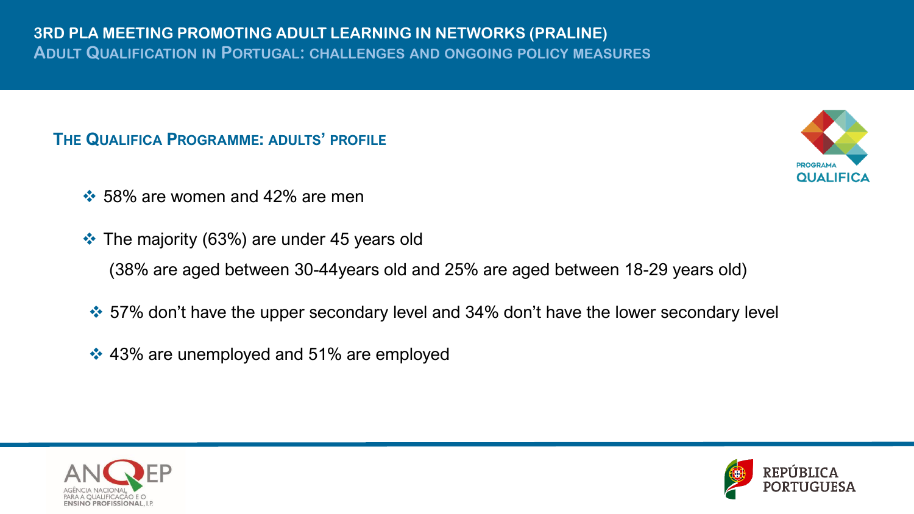# The Qualifica Programme: adults' profile

- 58% are women and 42% are men
- The majority (63%) are under 45 years old

  (38% are aged between 30-44years old and 25% are aged between 18-29 years old)

- 57% don't have the upper secondary level and 34% don't have the lower secondary level
- 43% are unemployed and 51% are employed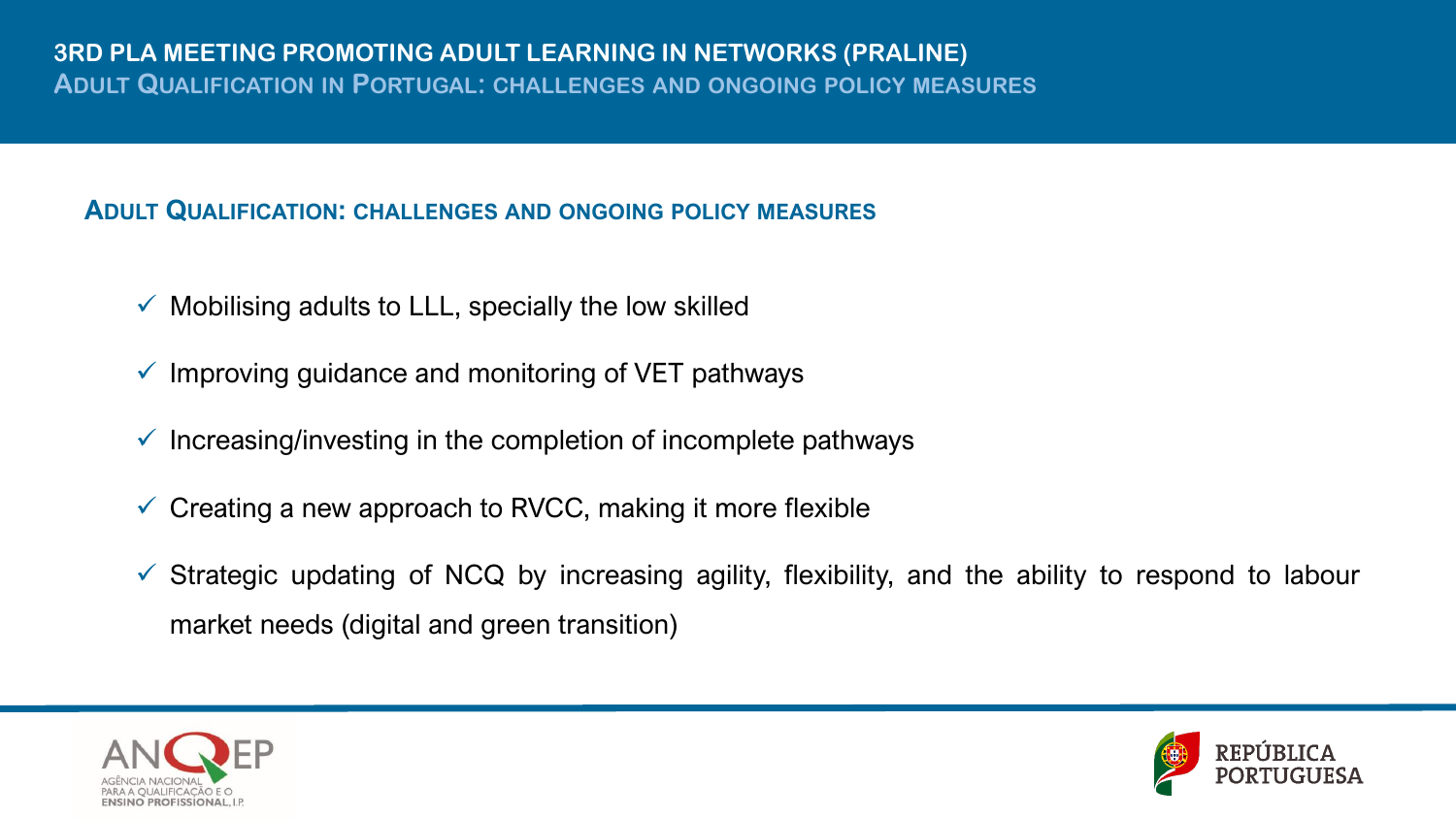## Adult Qualification: challenges and ongoing policy measures

- ✓ Mobilising adults to LLL, specially the low skilled
- ✓ Improving guidance and monitoring of VET pathways
- ✓ Increasing/investing in the completion of incomplete pathways
- ✓ Creating a new approach to RVCC, making it more flexible
- ✓ Strategic updating of NCQ by increasing agility, flexibility, and the ability to respond to labour market needs (digital and green transition)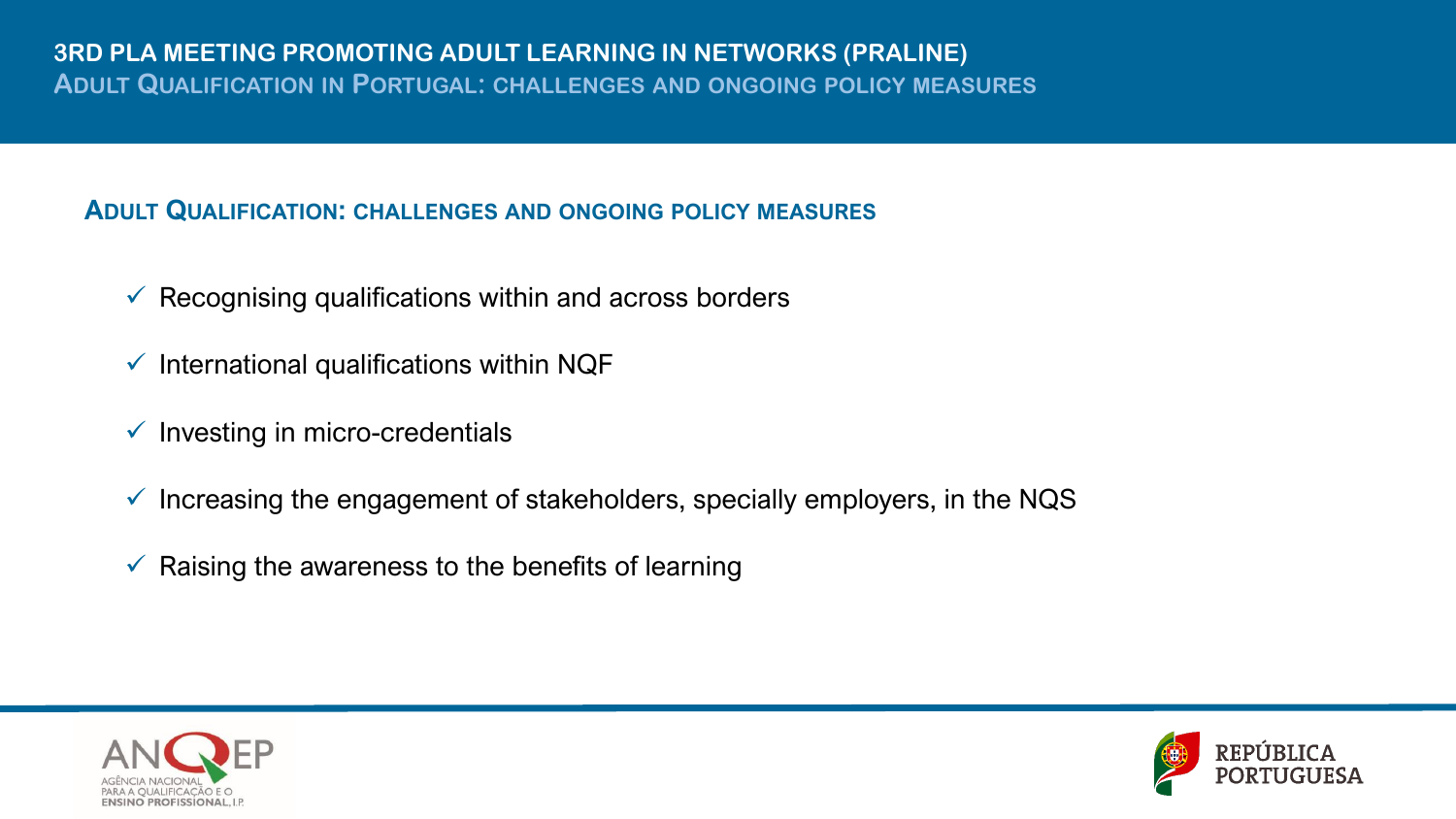## Adult Qualification: challenges and ongoing policy measures

- ✓ Recognising qualifications within and across borders
- ✓ International qualifications within NQF
- ✓ Investing in micro-credentials
- ✓ Increasing the engagement of stakeholders, specially employers, in the NQS
- ✓ Raising the awareness to the benefits of learning